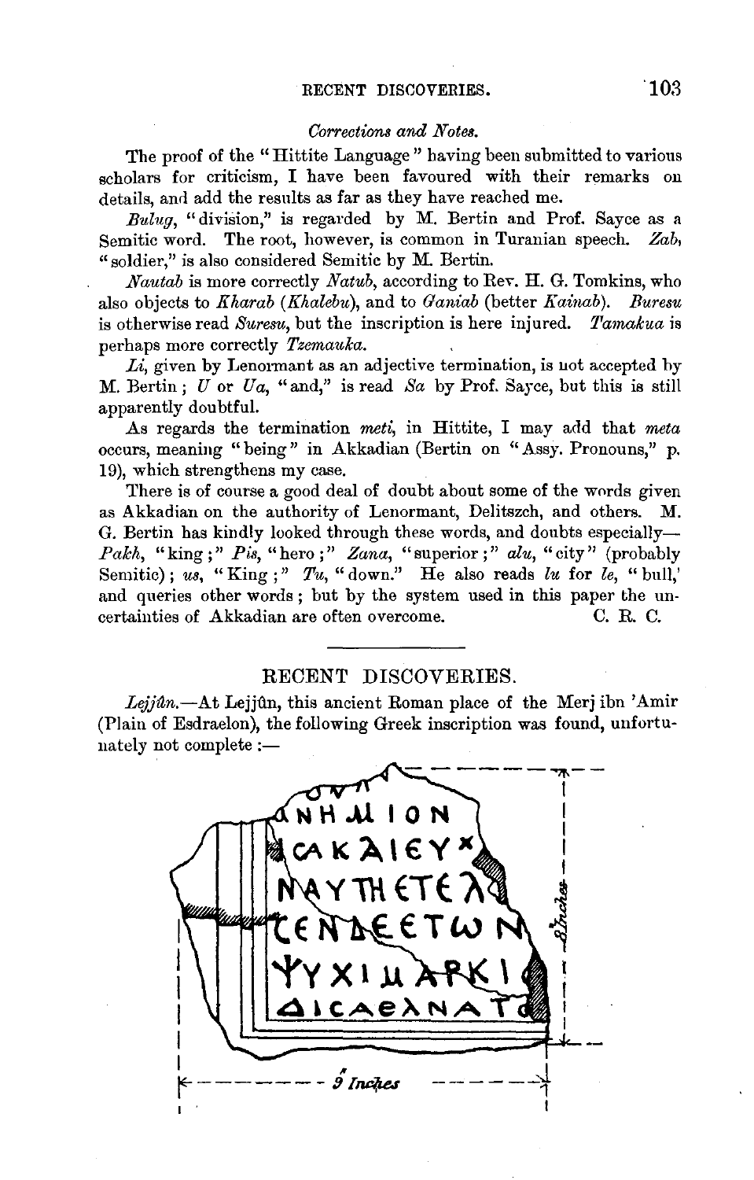*Corrections and Notes.*

The proof of the "Hittite Language" having been submitted to various scholars for criticism, I have been favoured with their remarks on details, and add the results as far as they have reached me.

*Bulug*, "division," is regarded by M. Bertin and Prof. Sayce as a Semitic word. The root, however, is common in Turanian speech. *Zab*, "soldier," is also considered Semitic by M. Bertin.

*Nautab* is more correctly *Natub*, according to Rev. H. G. Tomkins, who also objects to *Kharab* (*Khalebu*), and to *Ganiab* (better *Kainab*). *Buresu* is otherwise read *Suresu*, but the inscription is here injured. *Tamakua* is perhaps more correctly *Tzemauka*.

*Li*, given by Lenormant as an adjective termination, is not accepted by M. Bertin; *U* or *Ua*, "and," is read *Sa* by Prof. Sayce, but this is still apparently doubtful.

As regards the termination *meti*, in Hittite, I may add that *meta* occurs, meaning "being" in Akkadian (Bertin on "Assy. Pronouns," p. 19), which strengthens my case.

There is of course a good deal of doubt about some of the words given as Akkadian on the authority of Lenormant, Delitszch, and others. M. G. Bertin has kindly looked through these words, and doubts especially—*Pakh*, "king;" *Pis*, "hero;" *Zana*, "superior;" *alu*, "city" (probably Semitic); *us*, "King;" *Tu*, "down." He also reads *lu* for *le*, "bull,' and queries other words; but by the system used in this paper the uncertainties of Akkadian are often overcome.

C. R. C.

## RECENT DISCOVERIES.

*Lejjûn.*—At Lejjûn, this ancient Roman place of the Merj ibn 'Amir (Plain of Esdraelon), the following Greek inscription was found, unfortunately not complete:—

ΑΝΗΜΙΟΝ
ΑCΑΚΑΙΕΥΧ
ΝΑΥΤΗΕΤΕΛ
ΤΕΝΔΕΕΤΩΝ
ΨΥΧΙΜΑΡΚΙ
ΔΙCΑΕΛΝΑΤ

8 Inches

9 Inches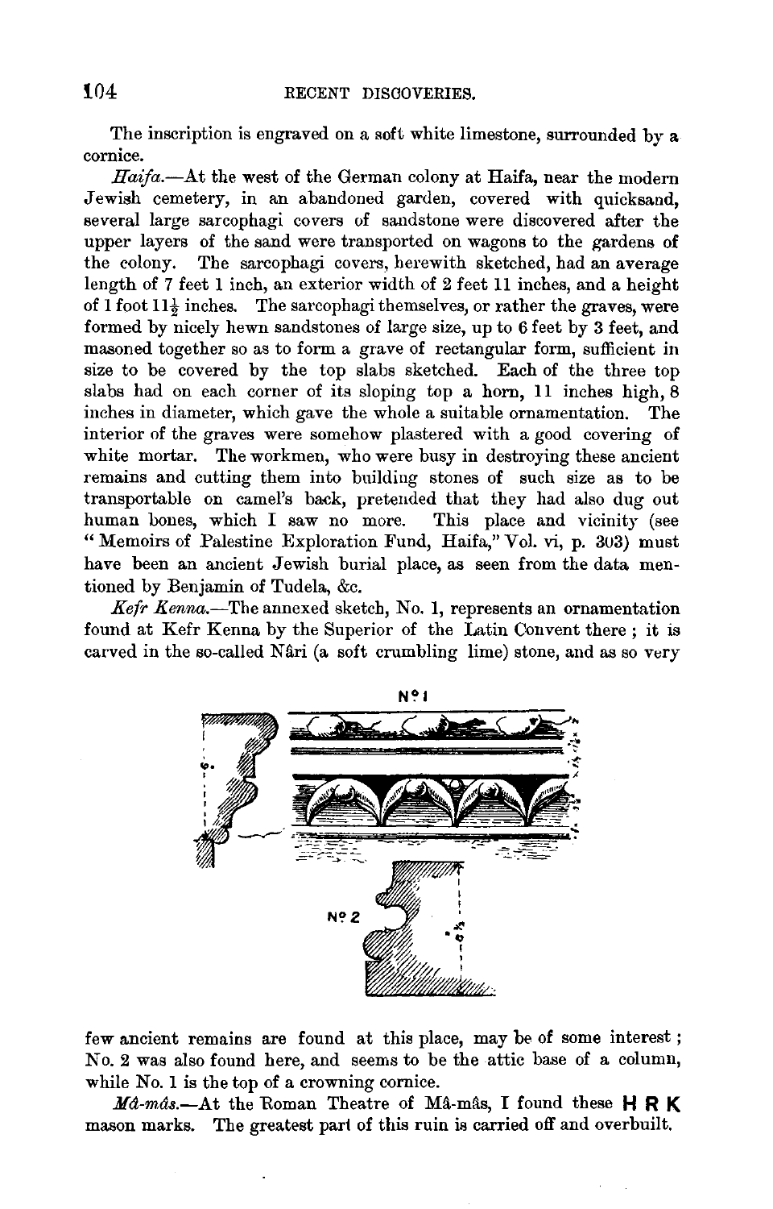The inscription is engraved on a soft white limestone, surrounded by a cornice.

*Haifa.*—At the west of the German colony at Haifa, near the modern Jewish cemetery, in an abandoned garden, covered with quicksand, several large sarcophagi covers of sandstone were discovered after the upper layers of the sand were transported on wagons to the gardens of the colony. The sarcophagi covers, herewith sketched, had an average length of 7 feet 1 inch, an exterior width of 2 feet 11 inches, and a height of 1 foot 11½ inches. The sarcophagi themselves, or rather the graves, were formed by nicely hewn sandstones of large size, up to 6 feet by 3 feet, and masoned together so as to form a grave of rectangular form, sufficient in size to be covered by the top slabs sketched. Each of the three top slabs had on each corner of its sloping top a horn, 11 inches high, 8 inches in diameter, which gave the whole a suitable ornamentation. The interior of the graves were somehow plastered with a good covering of white mortar. The workmen, who were busy in destroying these ancient remains and cutting them into building stones of such size as to be transportable on camel's back, pretended that they had also dug out human bones, which I saw no more. This place and vicinity (see "Memoirs of Palestine Exploration Fund, Haifa," Vol. vi, p. 303) must have been an ancient Jewish burial place, as seen from the data mentioned by Benjamin of Tudela, &c.

*Kefr Kenna.*—The annexed sketch, No. 1, represents an ornamentation found at Kefr Kenna by the Superior of the Latin Convent there; it is carved in the so-called Nâri (a soft crumbling lime) stone, and as so very few ancient remains are found at this place, may be of some interest; No. 2 was also found here, and seems to be the attic base of a column, while No. 1 is the top of a crowning cornice.

*Mâ-mâs.*—At the Roman Theatre of Mâ-mâs, I found these **H R K** mason marks. The greatest part of this ruin is carried off and overbuilt.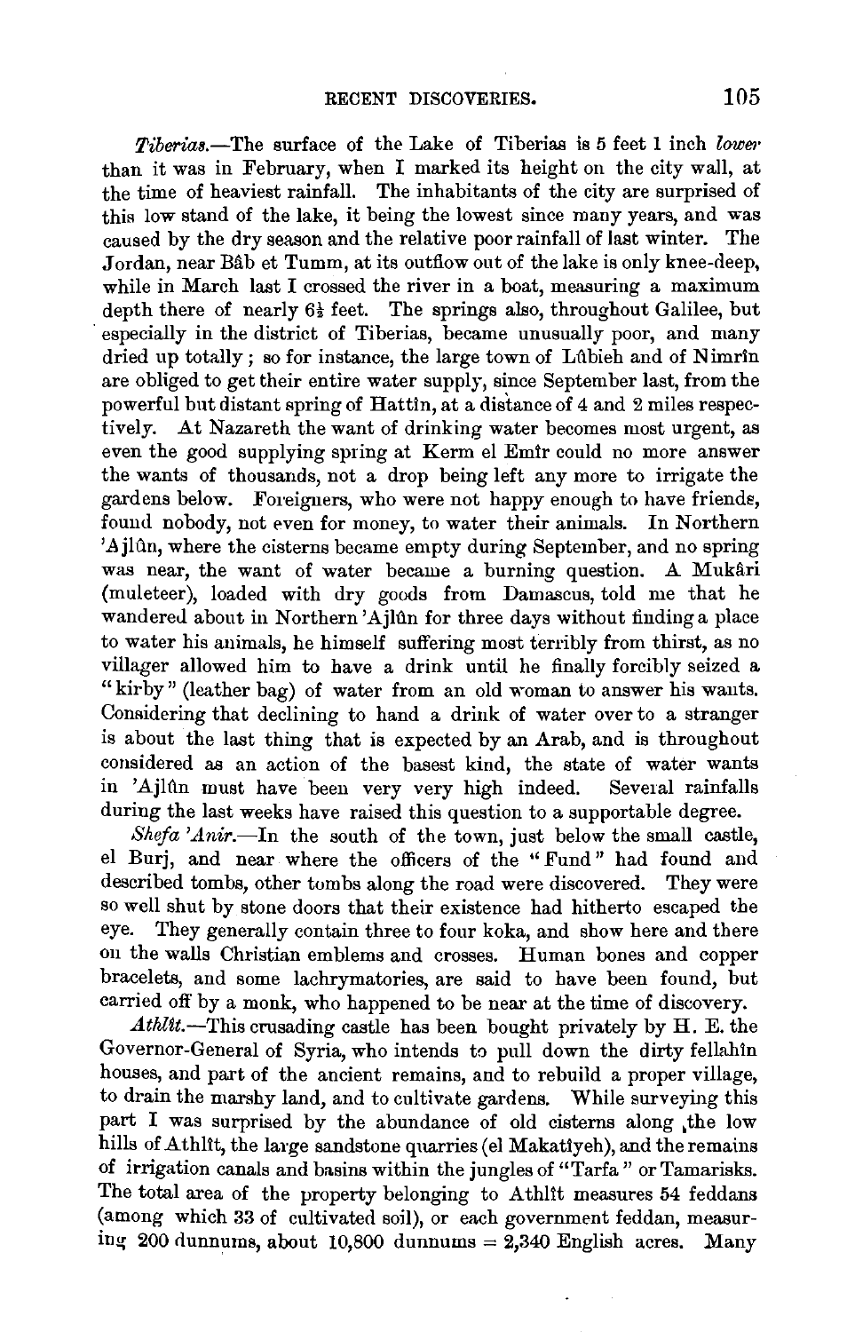*Tiberias.*—The surface of the Lake of Tiberias is 5 feet 1 inch *lower* than it was in February, when I marked its height on the city wall, at the time of heaviest rainfall. The inhabitants of the city are surprised of this low stand of the lake, it being the lowest since many years, and was caused by the dry season and the relative poor rainfall of last winter. The Jordan, near Bâb et Tumm, at its outflow out of the lake is only knee-deep, while in March last I crossed the river in a boat, measuring a maximum depth there of nearly 6½ feet. The springs also, throughout Galilee, but especially in the district of Tiberias, became unusually poor, and many dried up totally; so for instance, the large town of Lûbieh and of Nimrîn are obliged to get their entire water supply, since September last, from the powerful but distant spring of Hattîn, at a distance of 4 and 2 miles respectively. At Nazareth the want of drinking water becomes most urgent, as even the good supplying spring at Kerm el Emîr could no more answer the wants of thousands, not a drop being left any more to irrigate the gardens below. Foreigners, who were not happy enough to have friends, found nobody, not even for money, to water their animals. In Northern 'Ajlûn, where the cisterns became empty during September, and no spring was near, the want of water became a burning question. A Mukâri (muleteer), loaded with dry goods from Damascus, told me that he wandered about in Northern 'Ajlûn for three days without finding a place to water his animals, he himself suffering most terribly from thirst, as no villager allowed him to have a drink until he finally forcibly seized a "kirby" (leather bag) of water from an old woman to answer his wants. Considering that declining to hand a drink of water over to a stranger is about the last thing that is expected by an Arab, and is throughout considered as an action of the basest kind, the state of water wants in 'Ajlûn must have been very very high indeed. Several rainfalls during the last weeks have raised this question to a supportable degree.

*Shefa 'Anir.*—In the south of the town, just below the small castle, el Burj, and near where the officers of the "Fund" had found and described tombs, other tombs along the road were discovered. They were so well shut by stone doors that their existence had hitherto escaped the eye. They generally contain three to four koka, and show here and there on the walls Christian emblems and crosses. Human bones and copper bracelets, and some lachrymatories, are said to have been found, but carried off by a monk, who happened to be near at the time of discovery.

*Athlît.*—This crusading castle has been bought privately by H. E. the Governor-General of Syria, who intends to pull down the dirty fellahîn houses, and part of the ancient remains, and to rebuild a proper village, to drain the marshy land, and to cultivate gardens. While surveying this part I was surprised by the abundance of old cisterns along the low hills of Athlît, the large sandstone quarries (el Makatîyeh), and the remains of irrigation canals and basins within the jungles of "Tarfa" or Tamarisks. The total area of the property belonging to Athlît measures 54 feddans (among which 33 of cultivated soil), or each government feddan, measuring 200 dunnums, about 10,800 dunnums = 2,340 English acres. Many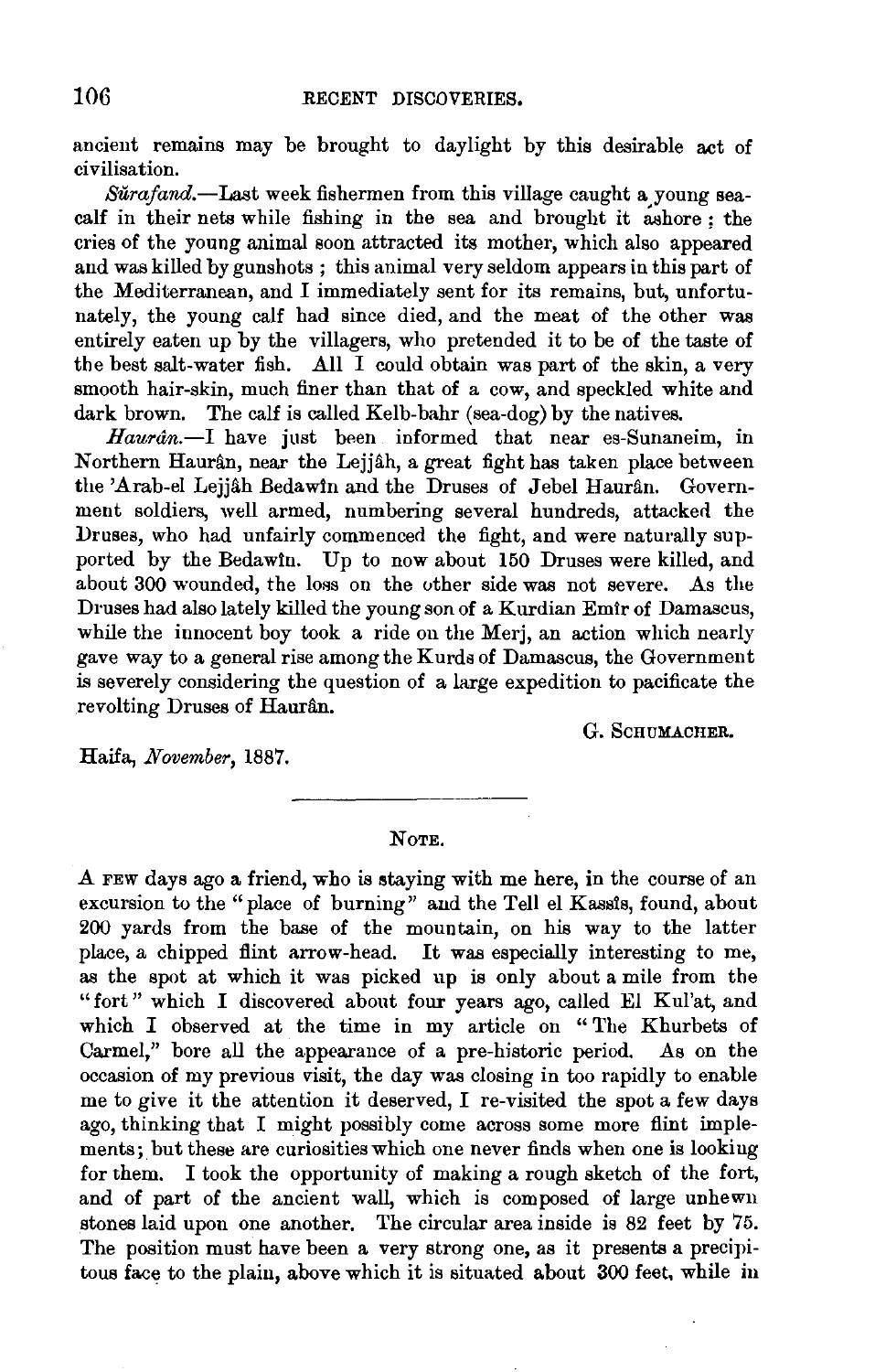ancient remains may be brought to daylight by this desirable act of civilisation.

*Sûrafand.*—Last week fishermen from this village caught a young sea-calf in their nets while fishing in the sea and brought it ashore; the cries of the young animal soon attracted its mother, which also appeared and was killed by gunshots; this animal very seldom appears in this part of the Mediterranean, and I immediately sent for its remains, but, unfortunately, the young calf had since died, and the meat of the other was entirely eaten up by the villagers, who pretended it to be of the taste of the best salt-water fish. All I could obtain was part of the skin, a very smooth hair-skin, much finer than that of a cow, and speckled white and dark brown. The calf is called Kelb-bahr (sea-dog) by the natives.

*Haurân.*—I have just been informed that near es-Sunaneim, in Northern Haurân, near the Lejjâh, a great fight has taken place between the 'Arab-el Lejjâh Bedawîn and the Druses of Jebel Haurân. Government soldiers, well armed, numbering several hundreds, attacked the Druses, who had unfairly commenced the fight, and were naturally supported by the Bedawîn. Up to now about 150 Druses were killed, and about 300 wounded, the loss on the other side was not severe. As the Druses had also lately killed the young son of a Kurdian Emîr of Damascus, while the innocent boy took a ride on the Merj, an action which nearly gave way to a general rise among the Kurds of Damascus, the Government is severely considering the question of a large expedition to pacificate the revolting Druses of Haurân.

G. SCHUMACHER.

Haifa, *November*, 1887.

---

## NOTE.

A FEW days ago a friend, who is staying with me here, in the course of an excursion to the "place of burning" and the Tell el Kassîs, found, about 200 yards from the base of the mountain, on his way to the latter place, a chipped flint arrow-head. It was especially interesting to me, as the spot at which it was picked up is only about a mile from the "fort" which I discovered about four years ago, called El Kul'at, and which I observed at the time in my article on "The Khurbets of Carmel," bore all the appearance of a pre-historic period. As on the occasion of my previous visit, the day was closing in too rapidly to enable me to give it the attention it deserved, I re-visited the spot a few days ago, thinking that I might possibly come across some more flint implements; but these are curiosities which one never finds when one is looking for them. I took the opportunity of making a rough sketch of the fort, and of part of the ancient wall, which is composed of large unhewn stones laid upon one another. The circular area inside is 82 feet by 75. The position must have been a very strong one, as it presents a precipitous face to the plain, above which it is situated about 300 feet, while in